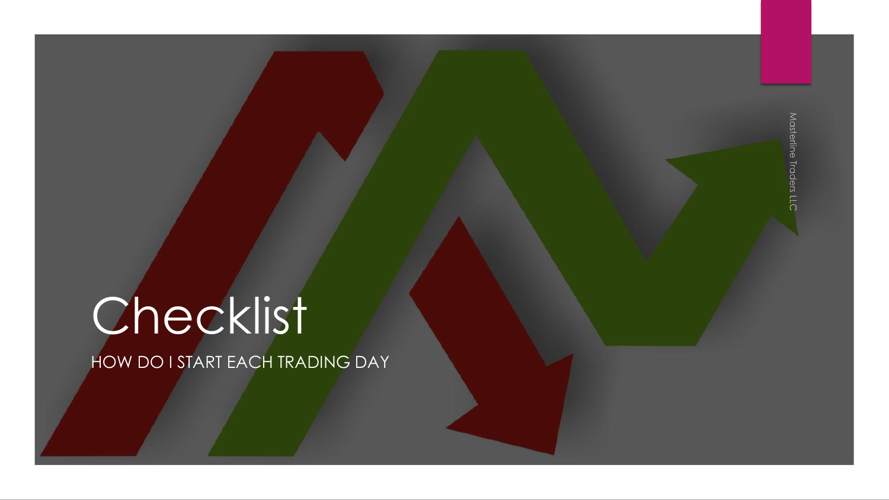# Checklist

HOW DO I START EACH TRADING DAY

Masterline Traders LLC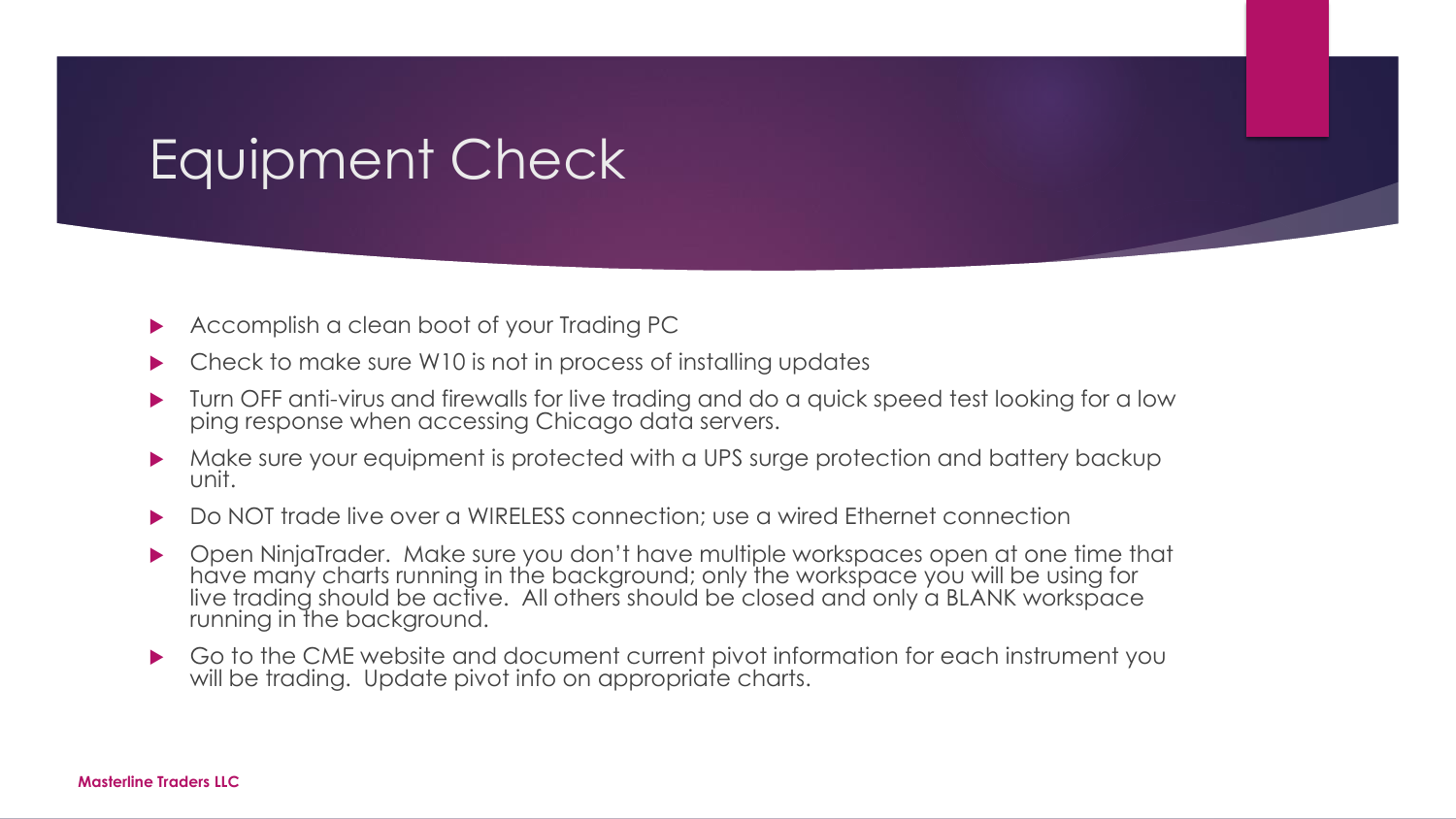# Equipment Check

- Accomplish a clean boot of your Trading PC
- Check to make sure W10 is not in process of installing updates
- Turn OFF anti-virus and firewalls for live trading and do a quick speed test looking for a low ping response when accessing Chicago data servers.
- Make sure your equipment is protected with a UPS surge protection and battery backup unit.
- Do NOT trade live over a WIRELESS connection; use a wired Ethernet connection
- Open NinjaTrader. Make sure you don't have multiple workspaces open at one time that have many charts running in the background; only the workspace you will be using for live trading should be active. All others should be closed and only a BLANK workspace running in the background.
- Go to the CME website and document current pivot information for each instrument you will be trading. Update pivot info on appropriate charts.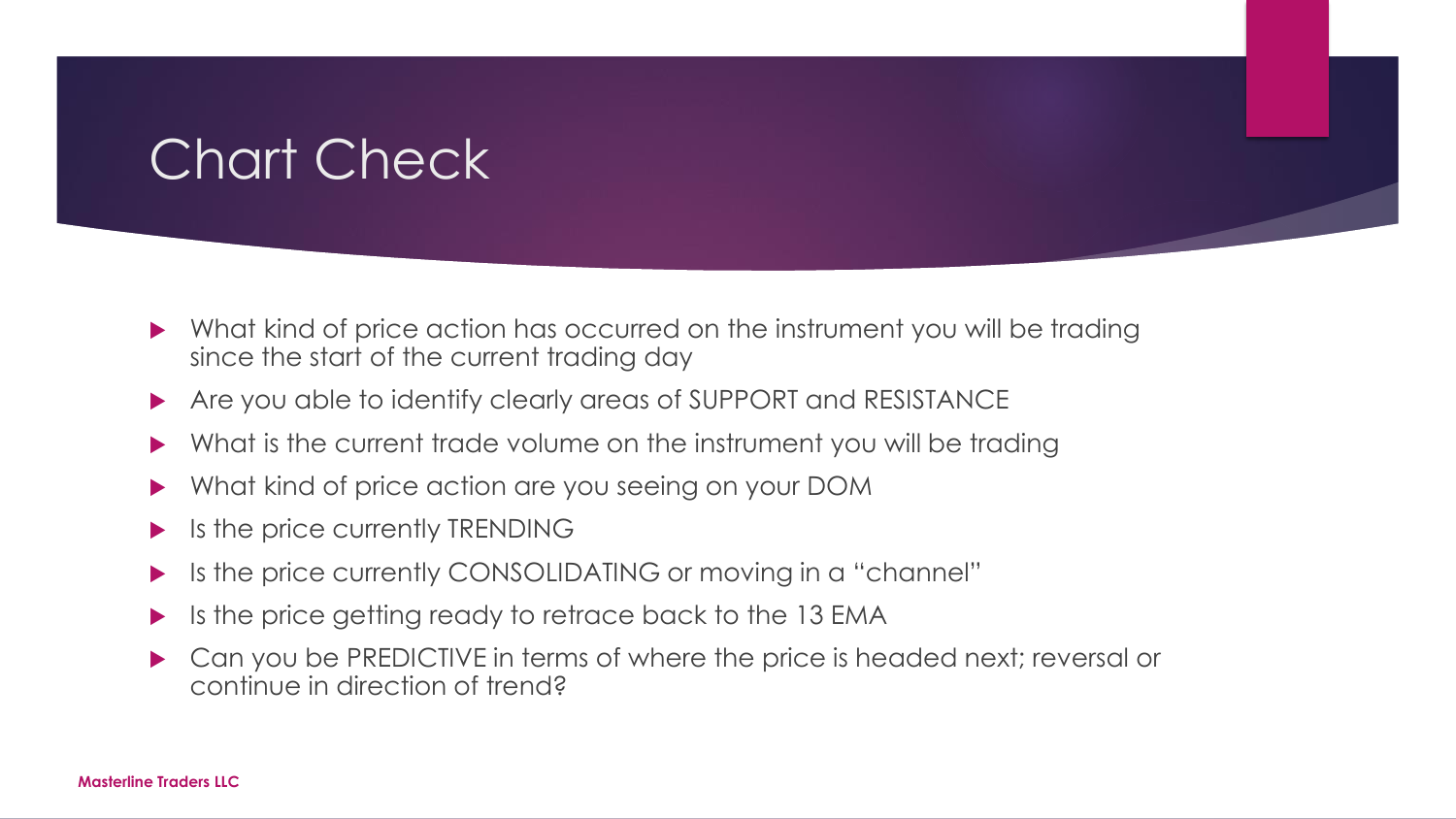# Chart Check

- What kind of price action has occurred on the instrument you will be trading since the start of the current trading day
- Are you able to identify clearly areas of SUPPORT and RESISTANCE
- What is the current trade volume on the instrument you will be trading
- What kind of price action are you seeing on your DOM
- Is the price currently TRENDING
- Is the price currently CONSOLIDATING or moving in a "channel"
- Is the price getting ready to retrace back to the 13 EMA
- Can you be PREDICTIVE in terms of where the price is headed next; reversal or continue in direction of trend?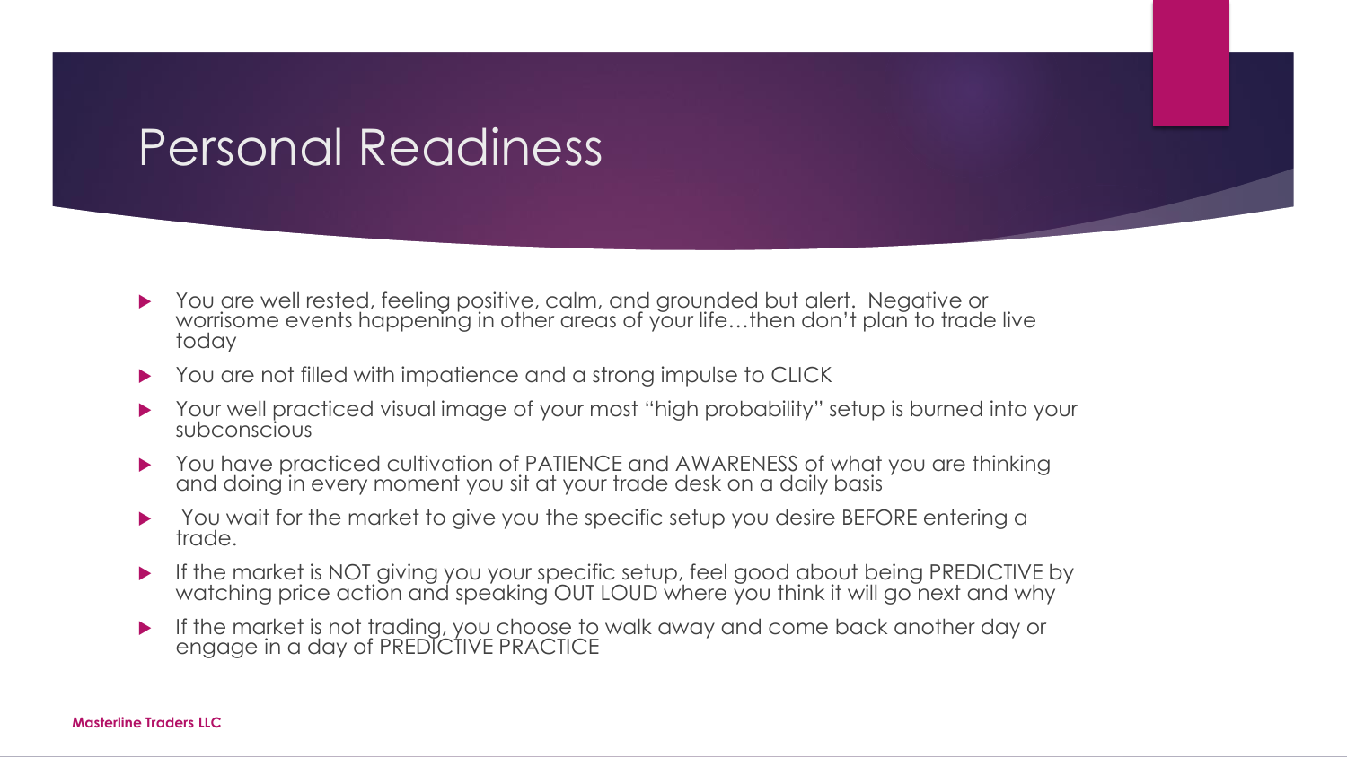# Personal Readiness

- You are well rested, feeling positive, calm, and grounded but alert. Negative or worrisome events happening in other areas of your life…then don't plan to trade live today
- You are not filled with impatience and a strong impulse to CLICK
- Your well practiced visual image of your most "high probability" setup is burned into your subconscious
- You have practiced cultivation of PATIENCE and AWARENESS of what you are thinking and doing in every moment you sit at your trade desk on a daily basis
- You wait for the market to give you the specific setup you desire BEFORE entering a trade.
- If the market is NOT giving you your specific setup, feel good about being PREDICTIVE by watching price action and speaking OUT LOUD where you think it will go next and why
- If the market is not trading, you choose to walk away and come back another day or engage in a day of PREDICTIVE PRACTICE

**Masterline Traders LLC**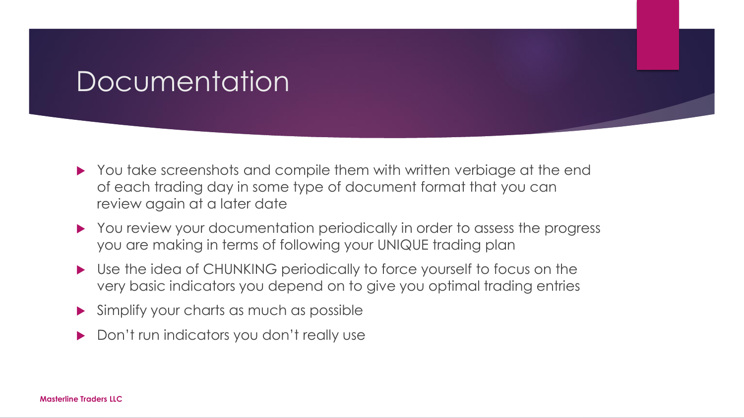# Documentation

- You take screenshots and compile them with written verbiage at the end of each trading day in some type of document format that you can review again at a later date
- You review your documentation periodically in order to assess the progress you are making in terms of following your UNIQUE trading plan
- Use the idea of CHUNKING periodically to force yourself to focus on the very basic indicators you depend on to give you optimal trading entries
- Simplify your charts as much as possible
- Don't run indicators you don't really use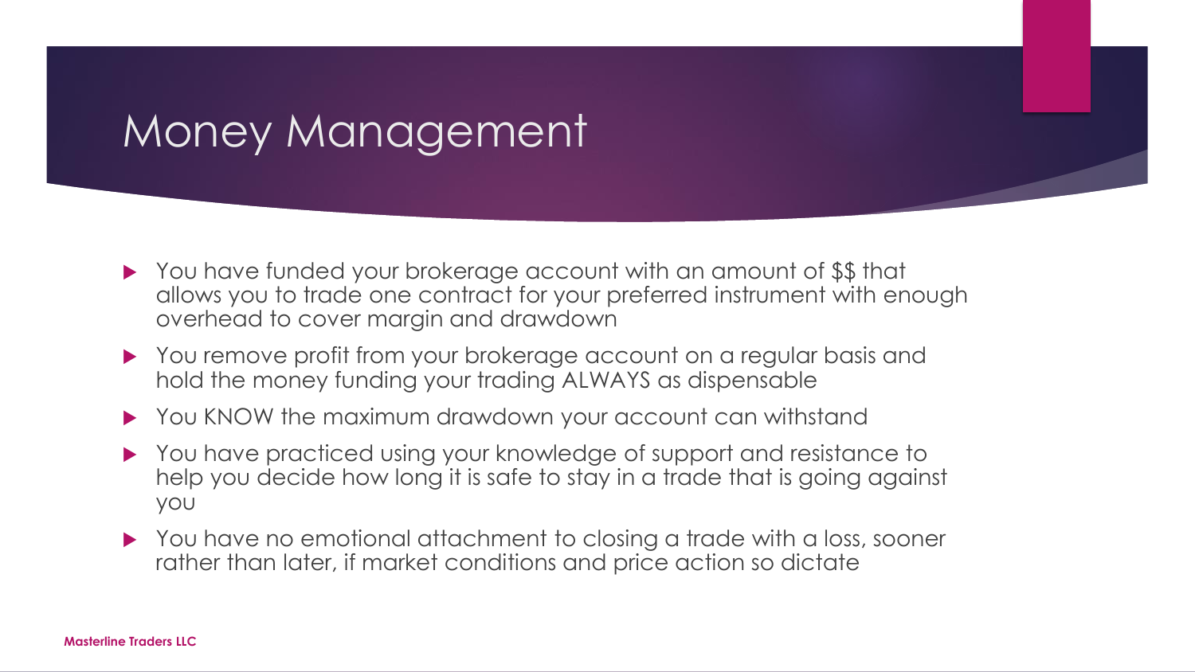# Money Management

- You have funded your brokerage account with an amount of $$ that allows you to trade one contract for your preferred instrument with enough overhead to cover margin and drawdown
- You remove profit from your brokerage account on a regular basis and hold the money funding your trading ALWAYS as dispensable
- You KNOW the maximum drawdown your account can withstand
- You have practiced using your knowledge of support and resistance to help you decide how long it is safe to stay in a trade that is going against you
- You have no emotional attachment to closing a trade with a loss, sooner rather than later, if market conditions and price action so dictate

**Masterline Traders LLC**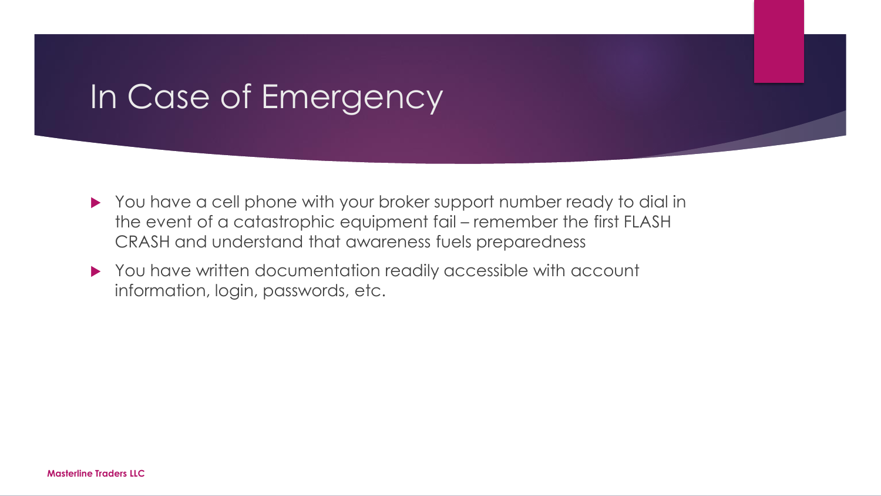# In Case of Emergency

- You have a cell phone with your broker support number ready to dial in the event of a catastrophic equipment fail – remember the first FLASH CRASH and understand that awareness fuels preparedness
- You have written documentation readily accessible with account information, login, passwords, etc.